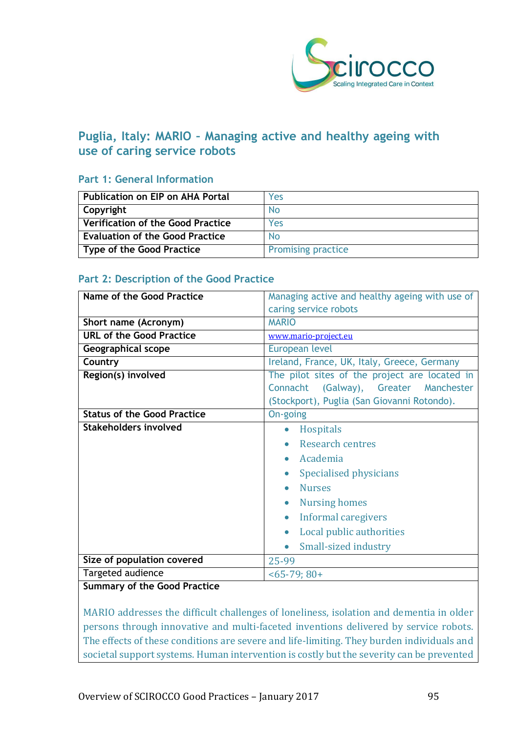## Puglia, Italy: MARIO – Managing active and healthy ageing with use of caring service robots

### Part 1: General Information

| | |
|---|---|
| Publication on EIP on AHA Portal | Yes |
| Copyright | No |
| Verification of the Good Practice | Yes |
| Evaluation of the Good Practice | No |
| Type of the Good Practice | Promising practice |

### Part 2: Description of the Good Practice

| | |
|---|---|
| **Name of the Good Practice** | Managing active and healthy ageing with use of caring service robots |
| **Short name (Acronym)** | MARIO |
| **URL of the Good Practice** | www.mario-project.eu |
| **Geographical scope** | European level |
| **Country** | Ireland, France, UK, Italy, Greece, Germany |
| **Region(s) involved** | The pilot sites of the project are located in Connacht (Galway), Greater Manchester (Stockport), Puglia (San Giovanni Rotondo). |
| **Status of the Good Practice** | On-going |
| **Stakeholders involved** | • Hospitals<br>• Research centres<br>• Academia<br>• Specialised physicians<br>• Nurses<br>• Nursing homes<br>• Informal caregivers<br>• Local public authorities<br>• Small-sized industry |
| **Size of population covered** | 25-99 |
| Targeted audience | <65-79; 80+ |

**Summary of the Good Practice**

MARIO addresses the difficult challenges of loneliness, isolation and dementia in older persons through innovative and multi-faceted inventions delivered by service robots. The effects of these conditions are severe and life-limiting. They burden individuals and societal support systems. Human intervention is costly but the severity can be prevented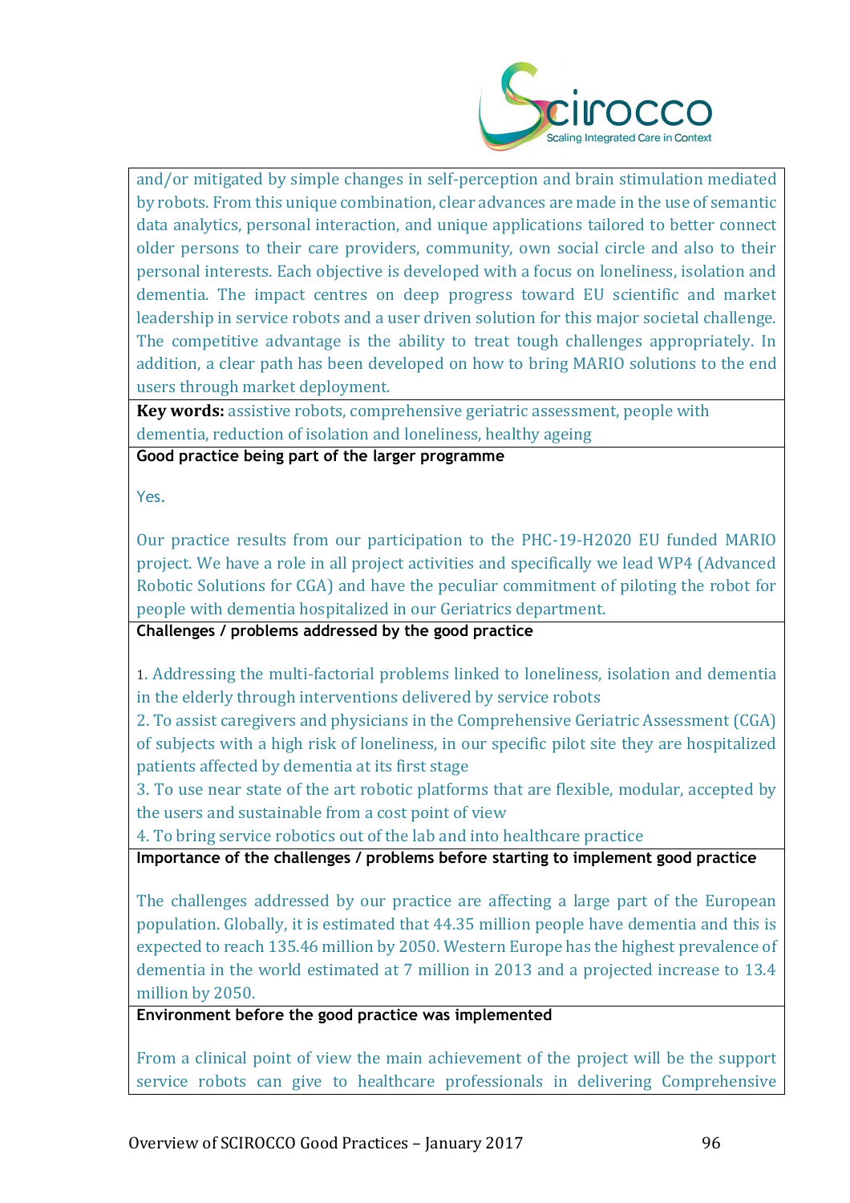and/or mitigated by simple changes in self-perception and brain stimulation mediated by robots. From this unique combination, clear advances are made in the use of semantic data analytics, personal interaction, and unique applications tailored to better connect older persons to their care providers, community, own social circle and also to their personal interests. Each objective is developed with a focus on loneliness, isolation and dementia. The impact centres on deep progress toward EU scientific and market leadership in service robots and a user driven solution for this major societal challenge. The competitive advantage is the ability to treat tough challenges appropriately. In addition, a clear path has been developed on how to bring MARIO solutions to the end users through market deployment.

**Key words:** assistive robots, comprehensive geriatric assessment, people with dementia, reduction of isolation and loneliness, healthy ageing

**Good practice being part of the larger programme**

Yes.

Our practice results from our participation to the PHC-19-H2020 EU funded MARIO project. We have a role in all project activities and specifically we lead WP4 (Advanced Robotic Solutions for CGA) and have the peculiar commitment of piloting the robot for people with dementia hospitalized in our Geriatrics department.

**Challenges / problems addressed by the good practice**

1. Addressing the multi-factorial problems linked to loneliness, isolation and dementia in the elderly through interventions delivered by service robots
2. To assist caregivers and physicians in the Comprehensive Geriatric Assessment (CGA) of subjects with a high risk of loneliness, in our specific pilot site they are hospitalized patients affected by dementia at its first stage
3. To use near state of the art robotic platforms that are flexible, modular, accepted by the users and sustainable from a cost point of view
4. To bring service robotics out of the lab and into healthcare practice

**Importance of the challenges / problems before starting to implement good practice**

The challenges addressed by our practice are affecting a large part of the European population. Globally, it is estimated that 44.35 million people have dementia and this is expected to reach 135.46 million by 2050. Western Europe has the highest prevalence of dementia in the world estimated at 7 million in 2013 and a projected increase to 13.4 million by 2050.

**Environment before the good practice was implemented**

From a clinical point of view the main achievement of the project will be the support service robots can give to healthcare professionals in delivering Comprehensive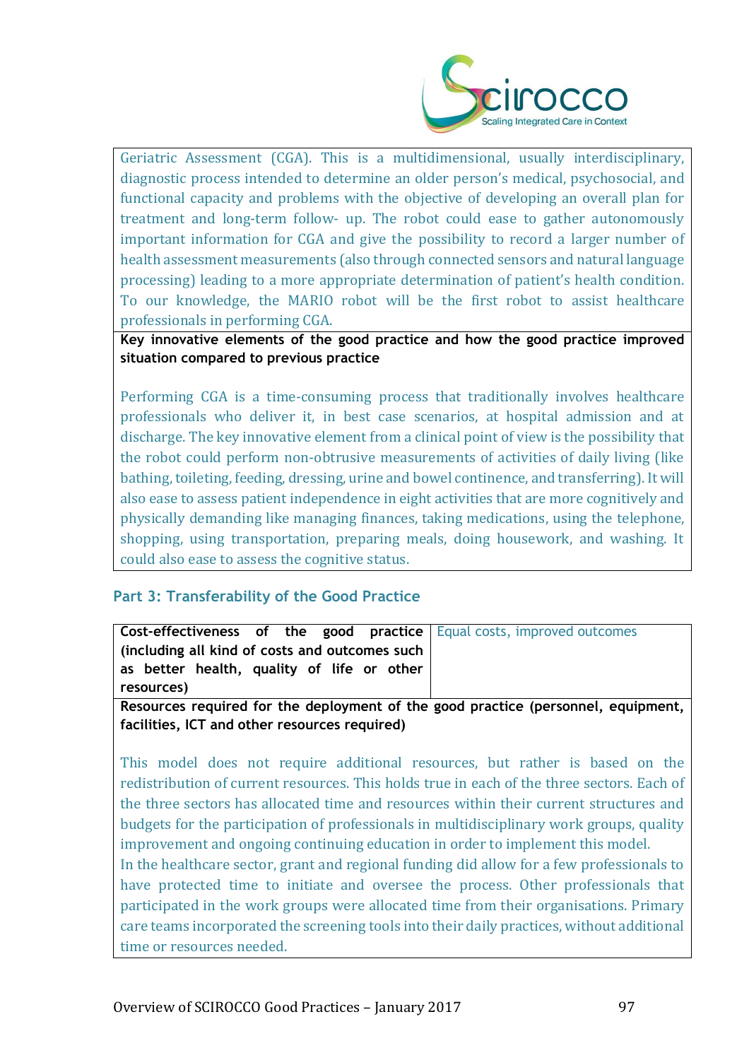Geriatric Assessment (CGA). This is a multidimensional, usually interdisciplinary, diagnostic process intended to determine an older person's medical, psychosocial, and functional capacity and problems with the objective of developing an overall plan for treatment and long-term follow- up. The robot could ease to gather autonomously important information for CGA and give the possibility to record a larger number of health assessment measurements (also through connected sensors and natural language processing) leading to a more appropriate determination of patient's health condition. To our knowledge, the MARIO robot will be the first robot to assist healthcare professionals in performing CGA.

**Key innovative elements of the good practice and how the good practice improved situation compared to previous practice**

Performing CGA is a time-consuming process that traditionally involves healthcare professionals who deliver it, in best case scenarios, at hospital admission and at discharge. The key innovative element from a clinical point of view is the possibility that the robot could perform non-obtrusive measurements of activities of daily living (like bathing, toileting, feeding, dressing, urine and bowel continence, and transferring). It will also ease to assess patient independence in eight activities that are more cognitively and physically demanding like managing finances, taking medications, using the telephone, shopping, using transportation, preparing meals, doing housework, and washing. It could also ease to assess the cognitive status.

## Part 3: Transferability of the Good Practice

| **Cost-effectiveness of the good practice (including all kind of costs and outcomes such as better health, quality of life or other resources)** | Equal costs, improved outcomes |
|---|---|

**Resources required for the deployment of the good practice (personnel, equipment, facilities, ICT and other resources required)**

This model does not require additional resources, but rather is based on the redistribution of current resources. This holds true in each of the three sectors. Each of the three sectors has allocated time and resources within their current structures and budgets for the participation of professionals in multidisciplinary work groups, quality improvement and ongoing continuing education in order to implement this model.

In the healthcare sector, grant and regional funding did allow for a few professionals to have protected time to initiate and oversee the process. Other professionals that participated in the work groups were allocated time from their organisations. Primary care teams incorporated the screening tools into their daily practices, without additional time or resources needed.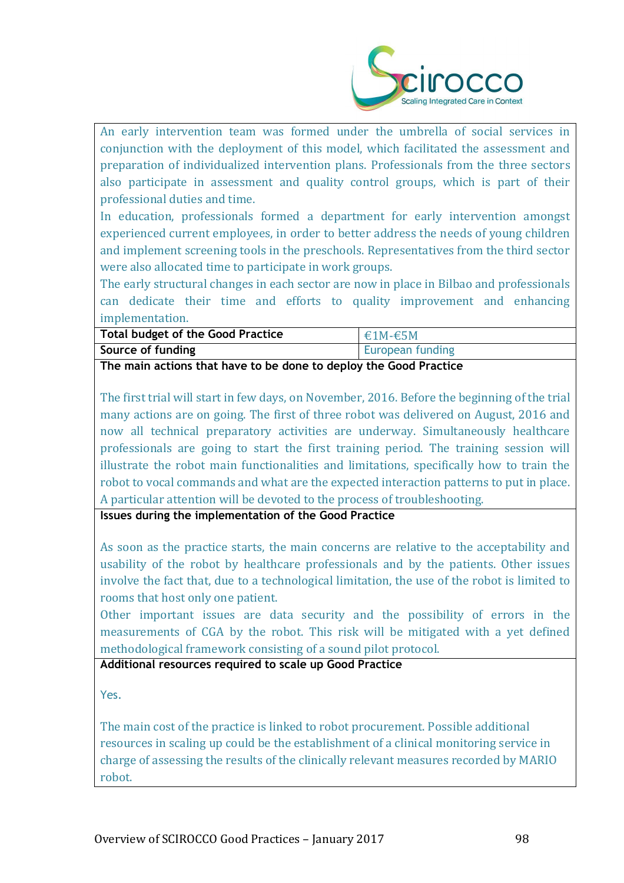An early intervention team was formed under the umbrella of social services in conjunction with the deployment of this model, which facilitated the assessment and preparation of individualized intervention plans. Professionals from the three sectors also participate in assessment and quality control groups, which is part of their professional duties and time.

In education, professionals formed a department for early intervention amongst experienced current employees, in order to better address the needs of young children and implement screening tools in the preschools. Representatives from the third sector were also allocated time to participate in work groups.

The early structural changes in each sector are now in place in Bilbao and professionals can dedicate their time and efforts to quality improvement and enhancing implementation.

| **Total budget of the Good Practice** | €1M-€5M |
|---|---|
| **Source of funding** | European funding |

**The main actions that have to be done to deploy the Good Practice**

The first trial will start in few days, on November, 2016. Before the beginning of the trial many actions are on going. The first of three robot was delivered on August, 2016 and now all technical preparatory activities are underway. Simultaneously healthcare professionals are going to start the first training period. The training session will illustrate the robot main functionalities and limitations, specifically how to train the robot to vocal commands and what are the expected interaction patterns to put in place. A particular attention will be devoted to the process of troubleshooting.

**Issues during the implementation of the Good Practice**

As soon as the practice starts, the main concerns are relative to the acceptability and usability of the robot by healthcare professionals and by the patients. Other issues involve the fact that, due to a technological limitation, the use of the robot is limited to rooms that host only one patient.

Other important issues are data security and the possibility of errors in the measurements of CGA by the robot. This risk will be mitigated with a yet defined methodological framework consisting of a sound pilot protocol.

**Additional resources required to scale up Good Practice**

Yes.

The main cost of the practice is linked to robot procurement. Possible additional resources in scaling up could be the establishment of a clinical monitoring service in charge of assessing the results of the clinically relevant measures recorded by MARIO robot.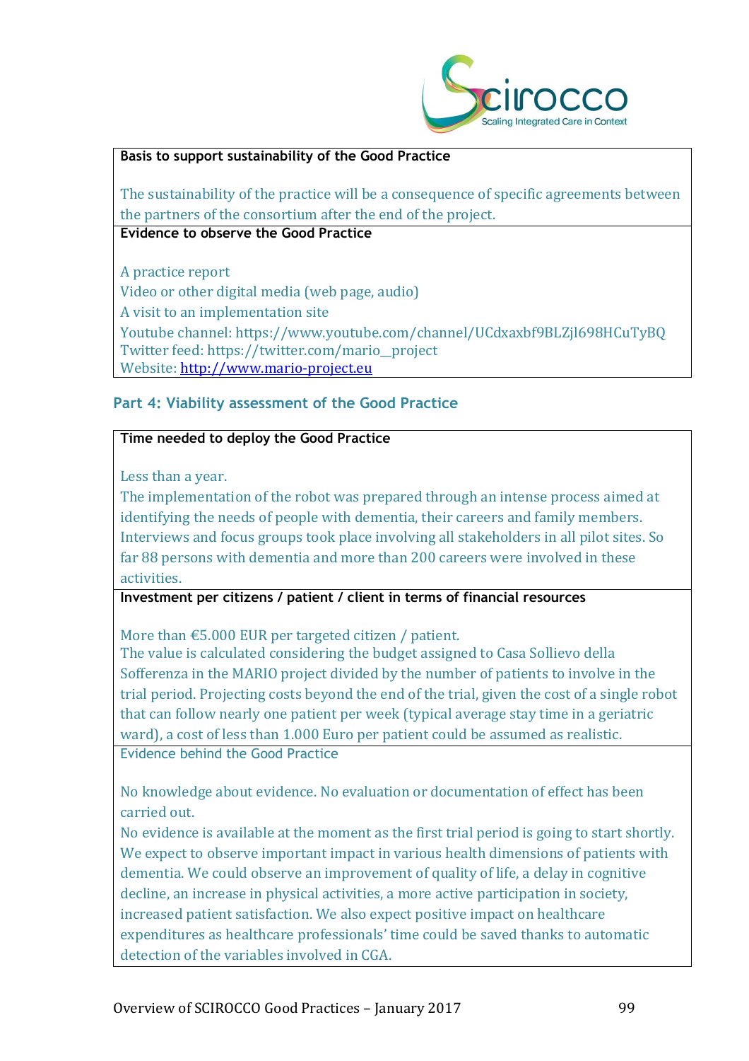**Basis to support sustainability of the Good Practice**

The sustainability of the practice will be a consequence of specific agreements between the partners of the consortium after the end of the project.

**Evidence to observe the Good Practice**

A practice report
Video or other digital media (web page, audio)
A visit to an implementation site
Youtube channel: https://www.youtube.com/channel/UCdxaxbf9BLZjl698HCuTyBQ
Twitter feed: https://twitter.com/mario__project
Website: http://www.mario-project.eu

## Part 4: Viability assessment of the Good Practice

**Time needed to deploy the Good Practice**

Less than a year.
The implementation of the robot was prepared through an intense process aimed at identifying the needs of people with dementia, their careers and family members. Interviews and focus groups took place involving all stakeholders in all pilot sites. So far 88 persons with dementia and more than 200 careers were involved in these activities.

**Investment per citizens / patient / client in terms of financial resources**

More than €5.000 EUR per targeted citizen / patient.
The value is calculated considering the budget assigned to Casa Sollievo della Sofferenza in the MARIO project divided by the number of patients to involve in the trial period. Projecting costs beyond the end of the trial, given the cost of a single robot that can follow nearly one patient per week (typical average stay time in a geriatric ward), a cost of less than 1.000 Euro per patient could be assumed as realistic.

**Evidence behind the Good Practice**

No knowledge about evidence. No evaluation or documentation of effect has been carried out.
No evidence is available at the moment as the first trial period is going to start shortly. We expect to observe important impact in various health dimensions of patients with dementia. We could observe an improvement of quality of life, a delay in cognitive decline, an increase in physical activities, a more active participation in society, increased patient satisfaction. We also expect positive impact on healthcare expenditures as healthcare professionals' time could be saved thanks to automatic detection of the variables involved in CGA.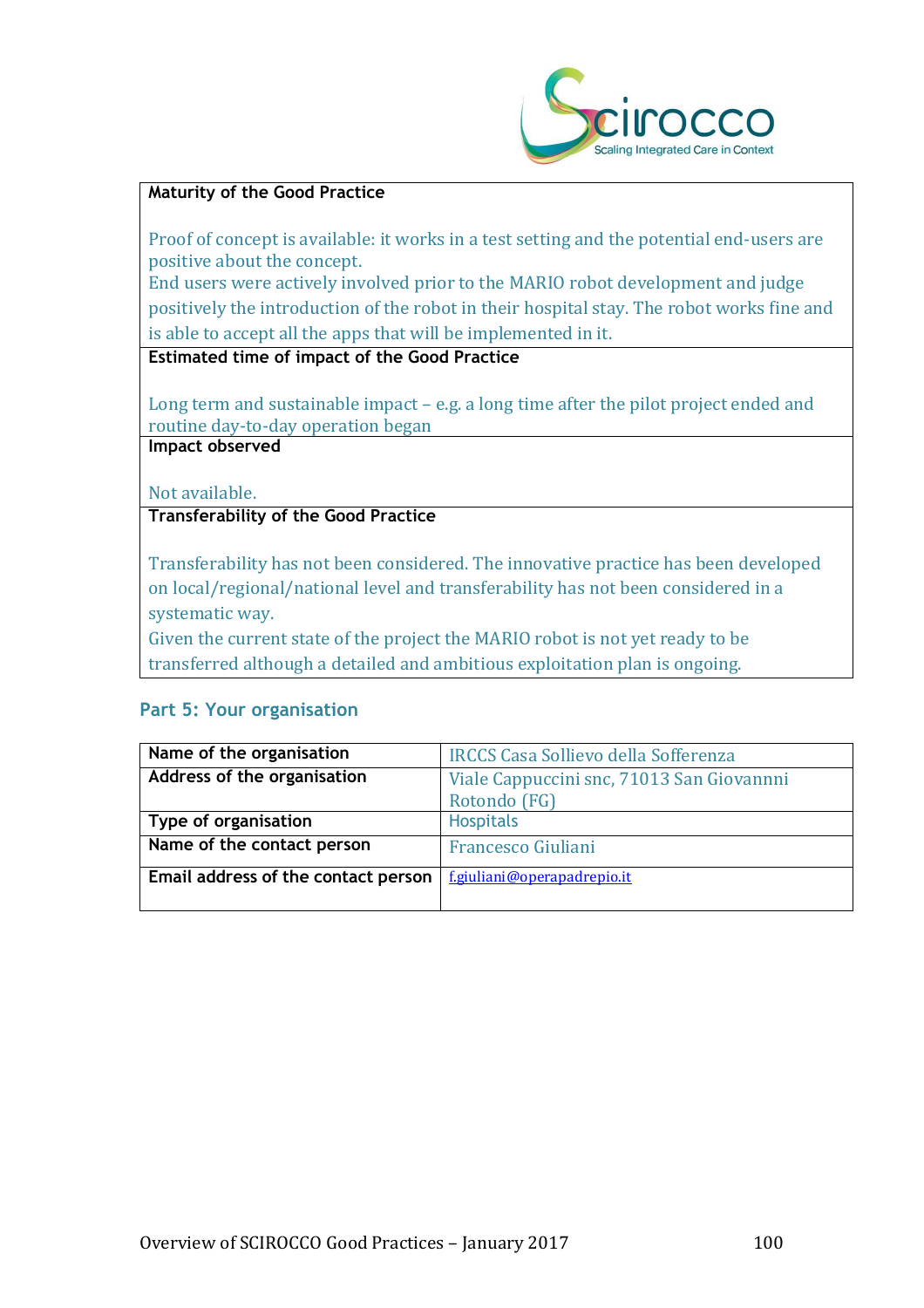| **Maturity of the Good Practice** |
|---|
| Proof of concept is available: it works in a test setting and the potential end-users are positive about the concept.<br>End users were actively involved prior to the MARIO robot development and judge positively the introduction of the robot in their hospital stay. The robot works fine and is able to accept all the apps that will be implemented in it. |
| **Estimated time of impact of the Good Practice** |
| Long term and sustainable impact – e.g. a long time after the pilot project ended and routine day-to-day operation began |
| **Impact observed** |
| Not available. |
| **Transferability of the Good Practice** |
| Transferability has not been considered. The innovative practice has been developed on local/regional/national level and transferability has not been considered in a systematic way.<br>Given the current state of the project the MARIO robot is not yet ready to be transferred although a detailed and ambitious exploitation plan is ongoing. |

## Part 5: Your organisation

| | |
|---|---|
| **Name of the organisation** | IRCCS Casa Sollievo della Sofferenza |
| **Address of the organisation** | Viale Cappuccini snc, 71013 San Giovannni Rotondo (FG) |
| **Type of organisation** | Hospitals |
| **Name of the contact person** | Francesco Giuliani |
| **Email address of the contact person** | f.giuliani@operapadrepio.it |